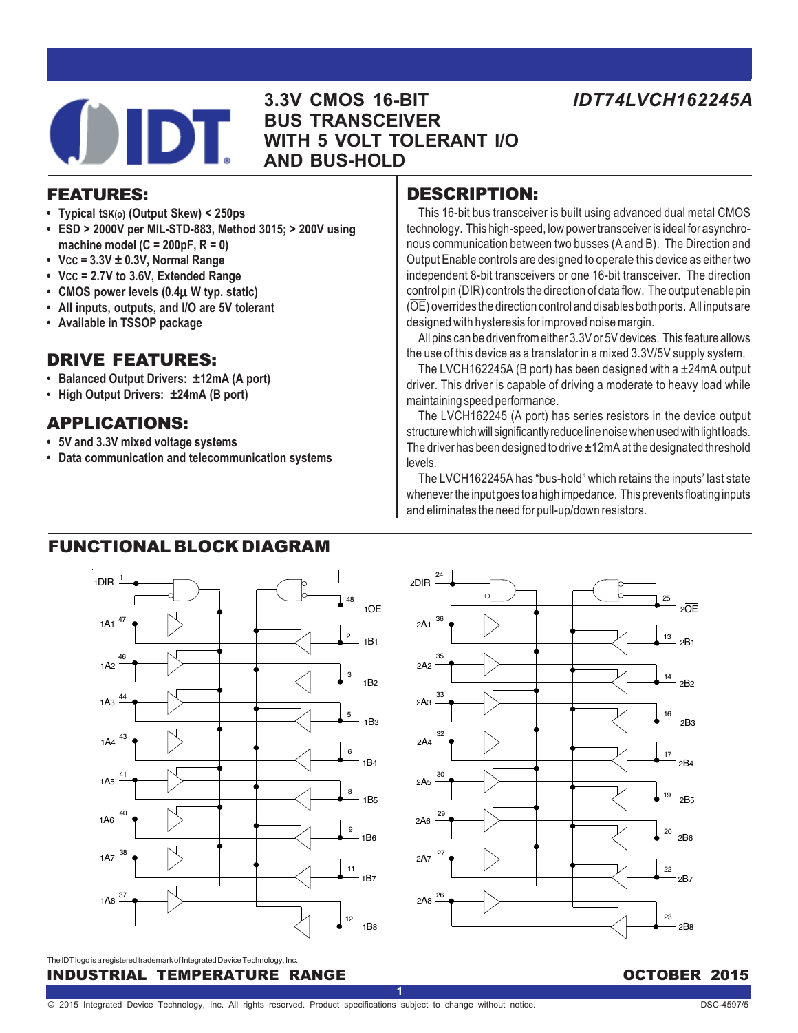# 3.3V CMOS 16-BIT BUS TRANSCEIVER WITH 5 VOLT TOLERANT I/O AND BUS-HOLD

*IDT74LVCH162245A*

## FEATURES:

- Typical $t_{SK(o)}$ (Output Skew) < 250ps
- ESD > 2000V per MIL-STD-883, Method 3015; > 200V using machine model (C = 200pF, R = 0)
- $V_{CC}$ = 3.3V ± 0.3V, Normal Range
- $V_{CC}$ = 2.7V to 3.6V, Extended Range
- CMOS power levels (0.4µ W typ. static)
- All inputs, outputs, and I/O are 5V tolerant
- Available in TSSOP package

## DRIVE FEATURES:

- Balanced Output Drivers: ±12mA (A port)
- High Output Drivers: ±24mA (B port)

## APPLICATIONS:

- 5V and 3.3V mixed voltage systems
- Data communication and telecommunication systems

## DESCRIPTION:

This 16-bit bus transceiver is built using advanced dual metal CMOS technology. This high-speed, low power transceiver is ideal for asynchronous communication between two busses (A and B). The Direction and Output Enable controls are designed to operate this device as either two independent 8-bit transceivers or one 16-bit transceiver. The direction control pin (DIR) controls the direction of data flow. The output enable pin (OE) overrides the direction control and disables both ports. All inputs are designed with hysteresis for improved noise margin.

All pins can be driven from either 3.3V or 5V devices. This feature allows the use of this device as a translator in a mixed 3.3V/5V supply system.

The LVCH162245A (B port) has been designed with a ±24mA output driver. This driver is capable of driving a moderate to heavy load while maintaining speed performance.

The LVCH162245 (A port) has series resistors in the device output structure which will significantly reduce line noise when used with light loads. The driver has been designed to drive ±12mA at the designated threshold levels.

The LVCH162245A has "bus-hold" which retains the inputs' last state whenever the input goes to a high impedance. This prevents floating inputs and eliminates the need for pull-up/down resistors.

## FUNCTIONAL BLOCK DIAGRAM

The IDT logo is a registered trademark of Integrated Device Technology, Inc.

**INDUSTRIAL TEMPERATURE RANGE** — **OCTOBER 2015**

© 2015 Integrated Device Technology, Inc. All rights reserved. Product specifications subject to change without notice. DSC-4597/5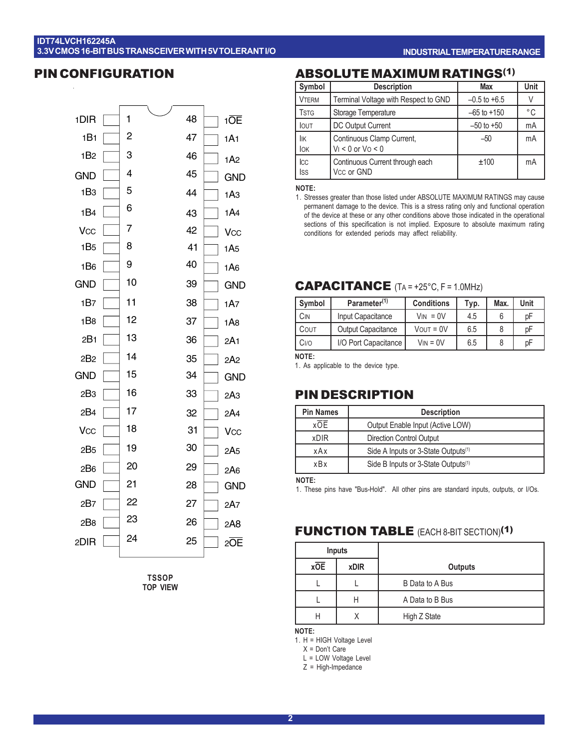## PIN CONFIGURATION

| Pin Name | Pin | Pin | Pin Name |
|---|---|---|---|
| 1DIR | 1 | 48 | 1$\overline{OE}$ |
| 1B1 | 2 | 47 | 1A1 |
| 1B2 | 3 | 46 | 1A2 |
| GND | 4 | 45 | GND |
| 1B3 | 5 | 44 | 1A3 |
| 1B4 | 6 | 43 | 1A4 |
| VCC | 7 | 42 | VCC |
| 1B5 | 8 | 41 | 1A5 |
| 1B6 | 9 | 40 | 1A6 |
| GND | 10 | 39 | GND |
| 1B7 | 11 | 38 | 1A7 |
| 1B8 | 12 | 37 | 1A8 |
| 2B1 | 13 | 36 | 2A1 |
| 2B2 | 14 | 35 | 2A2 |
| GND | 15 | 34 | GND |
| 2B3 | 16 | 33 | 2A3 |
| 2B4 | 17 | 32 | 2A4 |
| VCC | 18 | 31 | VCC |
| 2B5 | 19 | 30 | 2A5 |
| 2B6 | 20 | 29 | 2A6 |
| GND | 21 | 28 | GND |
| 2B7 | 22 | 27 | 2A7 |
| 2B8 | 23 | 26 | 2A8 |
| 2DIR | 24 | 25 | 2$\overline{OE}$ |

TSSOP
TOP VIEW

## ABSOLUTE MAXIMUM RATINGS(1)

| Symbol | Description | Max | Unit |
|---|---|---|---|
| VTERM | Terminal Voltage with Respect to GND | –0.5 to +6.5 | V |
| TSTG | Storage Temperature | –65 to +150 | °C |
| IOUT | DC Output Current | –50 to +50 | mA |
| IIK<br>IOK | Continuous Clamp Current,<br>VI < 0 or VO < 0 | –50 | mA |
| ICC<br>ISS | Continuous Current through each<br>VCC or GND | ±100 | mA |

**NOTE:**
1. Stresses greater than those listed under ABSOLUTE MAXIMUM RATINGS may cause permanent damage to the device. This is a stress rating only and functional operation of the device at these or any other conditions above those indicated in the operational sections of this specification is not implied. Exposure to absolute maximum rating conditions for extended periods may affect reliability.

## CAPACITANCE (TA = +25°C, F = 1.0MHz)

| Symbol | Parameter(1) | Conditions | Typ. | Max. | Unit |
|---|---|---|---|---|---|
| CIN | Input Capacitance | VIN = 0V | 4.5 | 6 | pF |
| COUT | Output Capacitance | VOUT = 0V | 6.5 | 8 | pF |
| CI/O | I/O Port Capacitance | VIN = 0V | 6.5 | 8 | pF |

**NOTE:**
1. As applicable to the device type.

## PIN DESCRIPTION

| Pin Names | Description |
|---|---|
| x$\overline{OE}$ | Output Enable Input (Active LOW) |
| xDIR | Direction Control Output |
| xAx | Side A Inputs or 3-State Outputs(1) |
| xBx | Side B Inputs or 3-State Outputs(1) |

**NOTE:**
1. These pins have "Bus-Hold". All other pins are standard inputs, outputs, or I/Os.

## FUNCTION TABLE (EACH 8-BIT SECTION)(1)

| Inputs | | |
|---|---|---|
| x$\overline{OE}$ | xDIR | Outputs |
| L | L | B Data to A Bus |
| L | H | A Data to B Bus |
| H | X | High Z State |

**NOTE:**
1. H = HIGH Voltage Level
   X = Don't Care
   L = LOW Voltage Level
   Z = High-Impedance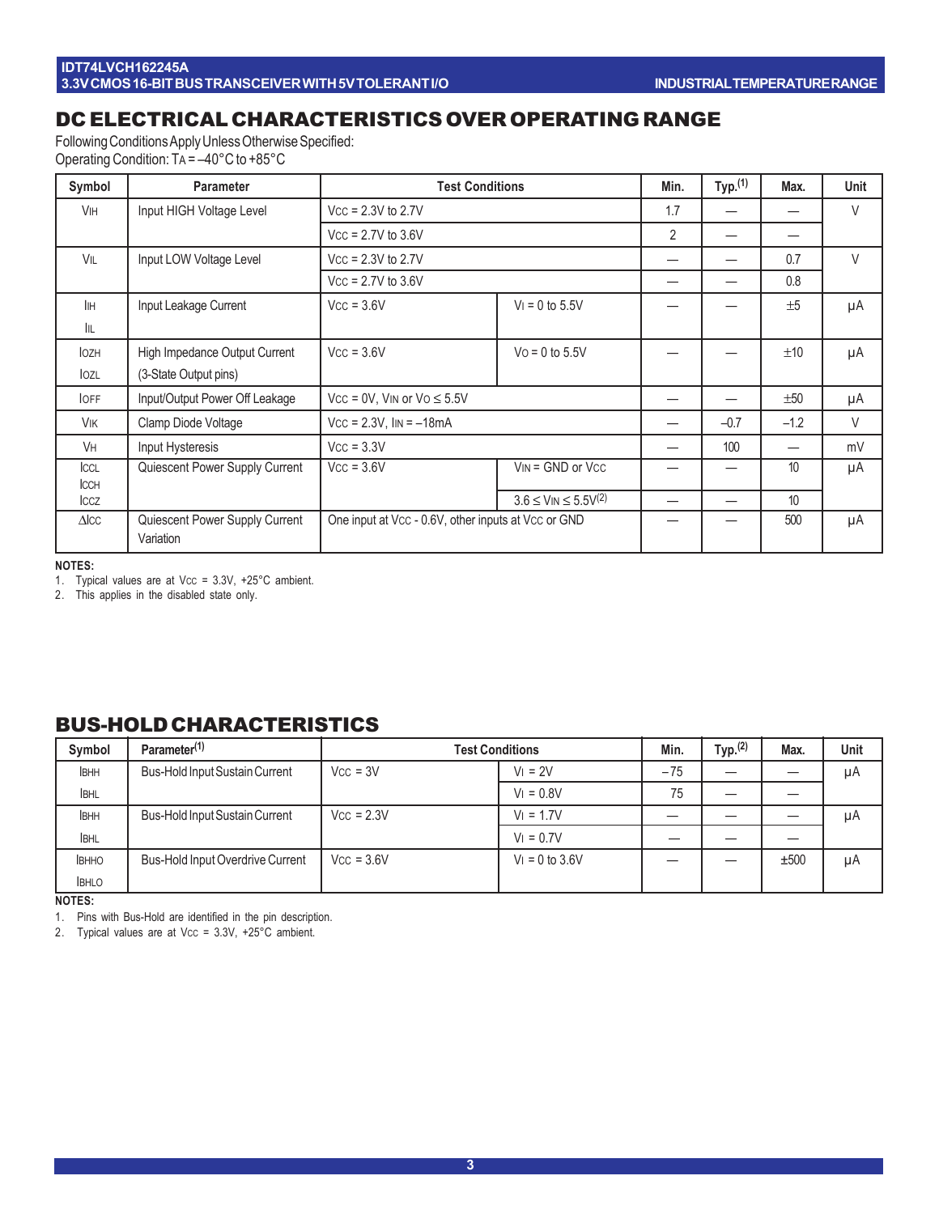## DC ELECTRICAL CHARACTERISTICS OVER OPERATING RANGE

Following Conditions Apply Unless Otherwise Specified:
Operating Condition: $T_A$ = –40°C to +85°C

| Symbol | Parameter | Test Conditions | | Min. | Typ.[(1)] | Max. | Unit |
|---|---|---|---|---|---|---|---|
| $V_{IH}$ | Input HIGH Voltage Level | $V_{CC}$ = 2.3V to 2.7V | | 1.7 | — | — | V |
| | | $V_{CC}$ = 2.7V to 3.6V | | 2 | — | — | |
| $V_{IL}$ | Input LOW Voltage Level | $V_{CC}$ = 2.3V to 2.7V | | — | — | 0.7 | V |
| | | $V_{CC}$ = 2.7V to 3.6V | | — | — | 0.8 | |
| $I_{IH}$ $I_{IL}$ | Input Leakage Current | $V_{CC}$ = 3.6V | $V_I$ = 0 to 5.5V | — | — | ±5 | μA |
| $I_{OZH}$ $I_{OZL}$ | High Impedance Output Current (3-State Output pins) | $V_{CC}$ = 3.6V | $V_O$ = 0 to 5.5V | — | — | ±10 | μA |
| $I_{OFF}$ | Input/Output Power Off Leakage | $V_{CC}$ = 0V, $V_{IN}$ or $V_O \leq$ 5.5V | | — | — | ±50 | μA |
| $V_{IK}$ | Clamp Diode Voltage | $V_{CC}$ = 2.3V, $I_{IN}$ = –18mA | | — | –0.7 | –1.2 | V |
| $V_H$ | Input Hysteresis | $V_{CC}$ = 3.3V | | — | 100 | — | mV |
| $I_{CCL}$ $I_{CCH}$ $I_{CCZ}$ | Quiescent Power Supply Current | $V_{CC}$ = 3.6V | $V_{IN}$ = GND or $V_{CC}$ | — | — | 10 | μA |
| | | | $3.6 \leq V_{IN} \leq 5.5V$[(2)] | — | — | 10 | |
| $\Delta I_{CC}$ | Quiescent Power Supply Current Variation | One input at $V_{CC}$ - 0.6V, other inputs at $V_{CC}$ or GND | | — | — | 500 | μA |

**NOTES:**
1. Typical values are at $V_{CC}$ = 3.3V, +25°C ambient.
2. This applies in the disabled state only.

## BUS-HOLD CHARACTERISTICS

| Symbol | Parameter[(1)] | Test Conditions | | Min. | Typ.[(2)] | Max. | Unit |
|---|---|---|---|---|---|---|---|
| $I_{BHH}$ $I_{BHL}$ | Bus-Hold Input Sustain Current | $V_{CC}$ = 3V | $V_I$ = 2V | –75 | — | — | μA |
| | | | $V_I$ = 0.8V | 75 | — | — | |
| $I_{BHH}$ $I_{BHL}$ | Bus-Hold Input Sustain Current | $V_{CC}$ = 2.3V | $V_I$ = 1.7V | — | — | — | μA |
| | | | $V_I$ = 0.7V | — | — | — | |
| $I_{BHHO}$ $I_{BHLO}$ | Bus-Hold Input Overdrive Current | $V_{CC}$ = 3.6V | $V_I$ = 0 to 3.6V | — | — | ±500 | μA |

**NOTES:**
1. Pins with Bus-Hold are identified in the pin description.
2. Typical values are at $V_{CC}$ = 3.3V, +25°C ambient.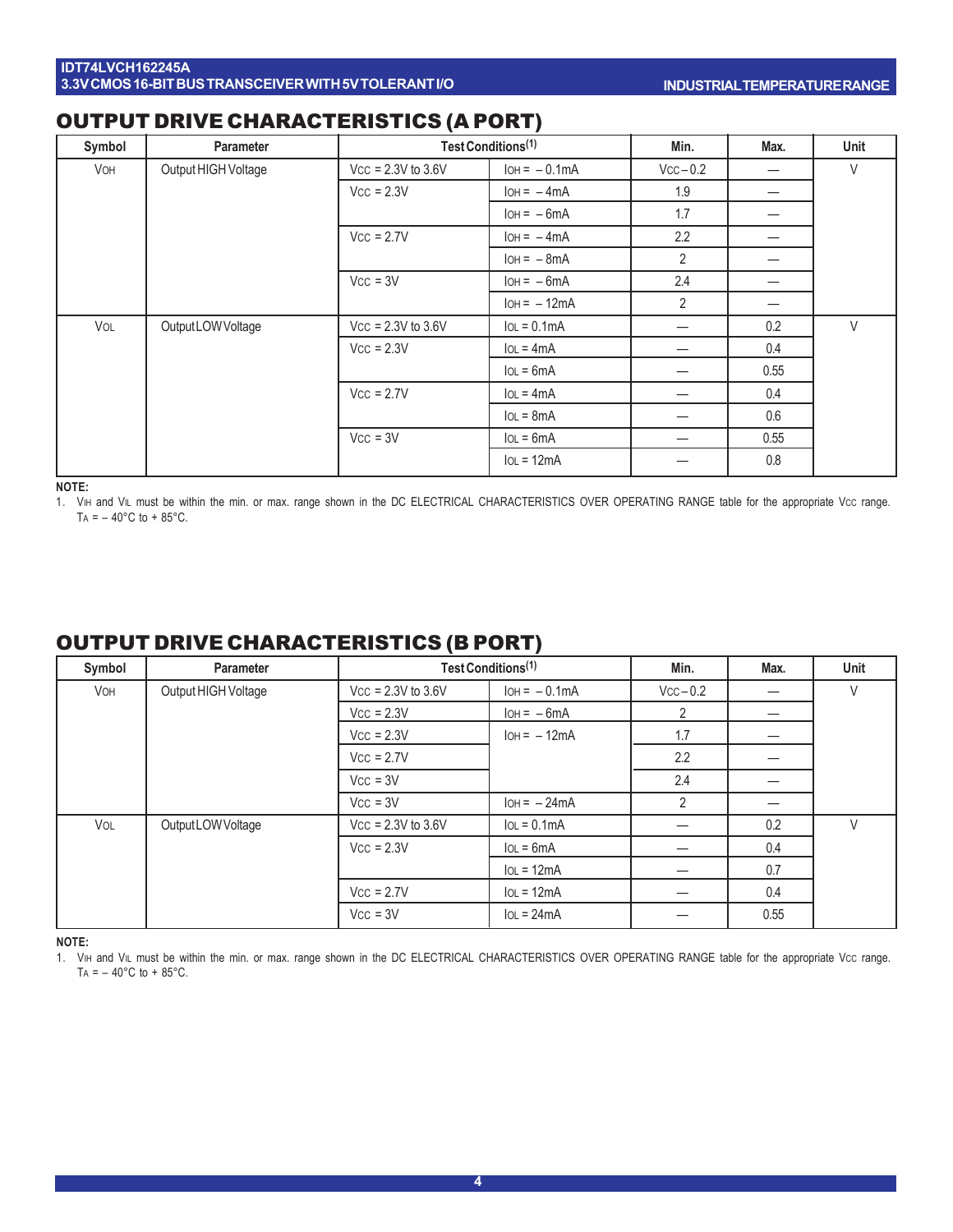## OUTPUT DRIVE CHARACTERISTICS (A PORT)

| Symbol | Parameter | Test Conditions[1] | | Min. | Max. | Unit |
|---|---|---|---|---|---|---|
| $V_{OH}$ | Output HIGH Voltage | $V_{CC}$ = 2.3V to 3.6V | $I_{OH}$ = – 0.1mA | $V_{CC}$ – 0.2 | — | V |
| | | $V_{CC}$ = 2.3V | $I_{OH}$ = – 4mA | 1.9 | — | |
| | | | $I_{OH}$ = – 6mA | 1.7 | — | |
| | | $V_{CC}$ = 2.7V | $I_{OH}$ = – 4mA | 2.2 | — | |
| | | | $I_{OH}$ = – 8mA | 2 | — | |
| | | $V_{CC}$ = 3V | $I_{OH}$ = – 6mA | 2.4 | — | |
| | | | $I_{OH}$ = – 12mA | 2 | — | |
| $V_{OL}$ | Output LOW Voltage | $V_{CC}$ = 2.3V to 3.6V | $I_{OL}$ = 0.1mA | — | 0.2 | V |
| | | $V_{CC}$ = 2.3V | $I_{OL}$ = 4mA | — | 0.4 | |
| | | | $I_{OL}$ = 6mA | — | 0.55 | |
| | | $V_{CC}$ = 2.7V | $I_{OL}$ = 4mA | — | 0.4 | |
| | | | $I_{OL}$ = 8mA | — | 0.6 | |
| | | $V_{CC}$ = 3V | $I_{OL}$ = 6mA | — | 0.55 | |
| | | | $I_{OL}$ = 12mA | — | 0.8 | |

**NOTE:**
1. $V_{IH}$ and $V_{IL}$ must be within the min. or max. range shown in the DC ELECTRICAL CHARACTERISTICS OVER OPERATING RANGE table for the appropriate $V_{CC}$ range. $T_A$ = – 40°C to + 85°C.

## OUTPUT DRIVE CHARACTERISTICS (B PORT)

| Symbol | Parameter | Test Conditions[1] | | Min. | Max. | Unit |
|---|---|---|---|---|---|---|
| $V_{OH}$ | Output HIGH Voltage | $V_{CC}$ = 2.3V to 3.6V | $I_{OH}$ = – 0.1mA | $V_{CC}$ – 0.2 | — | V |
| | | $V_{CC}$ = 2.3V | $I_{OH}$ = – 6mA | 2 | — | |
| | | $V_{CC}$ = 2.3V | $I_{OH}$ = – 12mA | 1.7 | — | |
| | | $V_{CC}$ = 2.7V | | 2.2 | — | |
| | | $V_{CC}$ = 3V | | 2.4 | — | |
| | | $V_{CC}$ = 3V | $I_{OH}$ = – 24mA | 2 | — | |
| $V_{OL}$ | Output LOW Voltage | $V_{CC}$ = 2.3V to 3.6V | $I_{OL}$ = 0.1mA | — | 0.2 | V |
| | | $V_{CC}$ = 2.3V | $I_{OL}$ = 6mA | — | 0.4 | |
| | | | $I_{OL}$ = 12mA | — | 0.7 | |
| | | $V_{CC}$ = 2.7V | $I_{OL}$ = 12mA | — | 0.4 | |
| | | $V_{CC}$ = 3V | $I_{OL}$ = 24mA | — | 0.55 | |

**NOTE:**
1. $V_{IH}$ and $V_{IL}$ must be within the min. or max. range shown in the DC ELECTRICAL CHARACTERISTICS OVER OPERATING RANGE table for the appropriate $V_{CC}$ range. $T_A$ = – 40°C to + 85°C.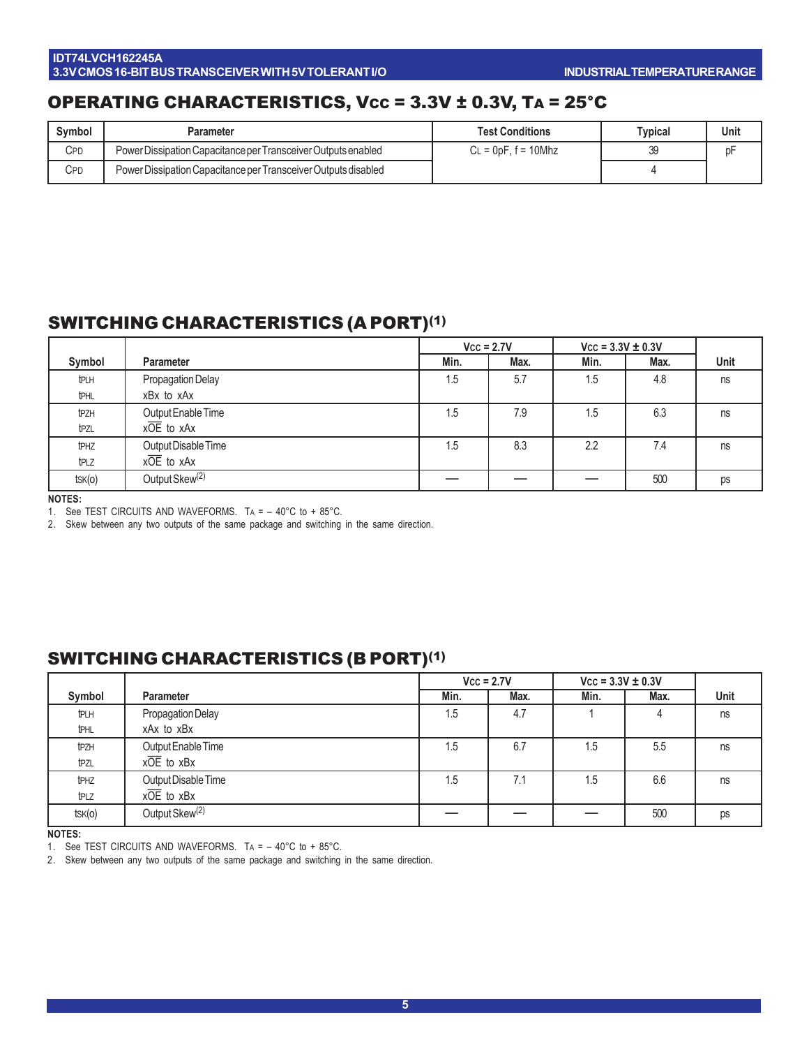## OPERATING CHARACTERISTICS, $V_{CC}$ = 3.3V ± 0.3V, $T_A$ = 25°C

| Symbol | Parameter | Test Conditions | Typical | Unit |
|---|---|---|---|---|
| $C_{PD}$ | Power Dissipation Capacitance per Transceiver Outputs enabled | $C_L$ = 0pF, f = 10Mhz | 39 | pF |
| $C_{PD}$ | Power Dissipation Capacitance per Transceiver Outputs disabled | | 4 | |

## SWITCHING CHARACTERISTICS (A PORT)(1)

| | | $V_{CC}$ = 2.7V | | $V_{CC}$ = 3.3V ± 0.3V | | |
|---|---|---|---|---|---|---|
| Symbol | Parameter | Min. | Max. | Min. | Max. | Unit |
| $t_{PLH}$ $t_{PHL}$ | Propagation Delay xBx to xAx | 1.5 | 5.7 | 1.5 | 4.8 | ns |
| $t_{PZH}$ $t_{PZL}$ | Output Enable Time $x\overline{OE}$ to xAx | 1.5 | 7.9 | 1.5 | 6.3 | ns |
| $t_{PHZ}$ $t_{PLZ}$ | Output Disable Time $x\overline{OE}$ to xAx | 1.5 | 8.3 | 2.2 | 7.4 | ns |
| $t_{SK(o)}$ | Output Skew(2) | — | — | — | 500 | ps |

**NOTES:**
1. See TEST CIRCUITS AND WAVEFORMS. $T_A$ = – 40°C to + 85°C.
2. Skew between any two outputs of the same package and switching in the same direction.

## SWITCHING CHARACTERISTICS (B PORT)(1)

| | | $V_{CC}$ = 2.7V | | $V_{CC}$ = 3.3V ± 0.3V | | |
|---|---|---|---|---|---|---|
| Symbol | Parameter | Min. | Max. | Min. | Max. | Unit |
| $t_{PLH}$ $t_{PHL}$ | Propagation Delay xAx to xBx | 1.5 | 4.7 | 1 | 4 | ns |
| $t_{PZH}$ $t_{PZL}$ | Output Enable Time $x\overline{OE}$ to xBx | 1.5 | 6.7 | 1.5 | 5.5 | ns |
| $t_{PHZ}$ $t_{PLZ}$ | Output Disable Time $x\overline{OE}$ to xBx | 1.5 | 7.1 | 1.5 | 6.6 | ns |
| $t_{SK(o)}$ | Output Skew(2) | — | — | — | 500 | ps |

**NOTES:**
1. See TEST CIRCUITS AND WAVEFORMS. $T_A$ = – 40°C to + 85°C.
2. Skew between any two outputs of the same package and switching in the same direction.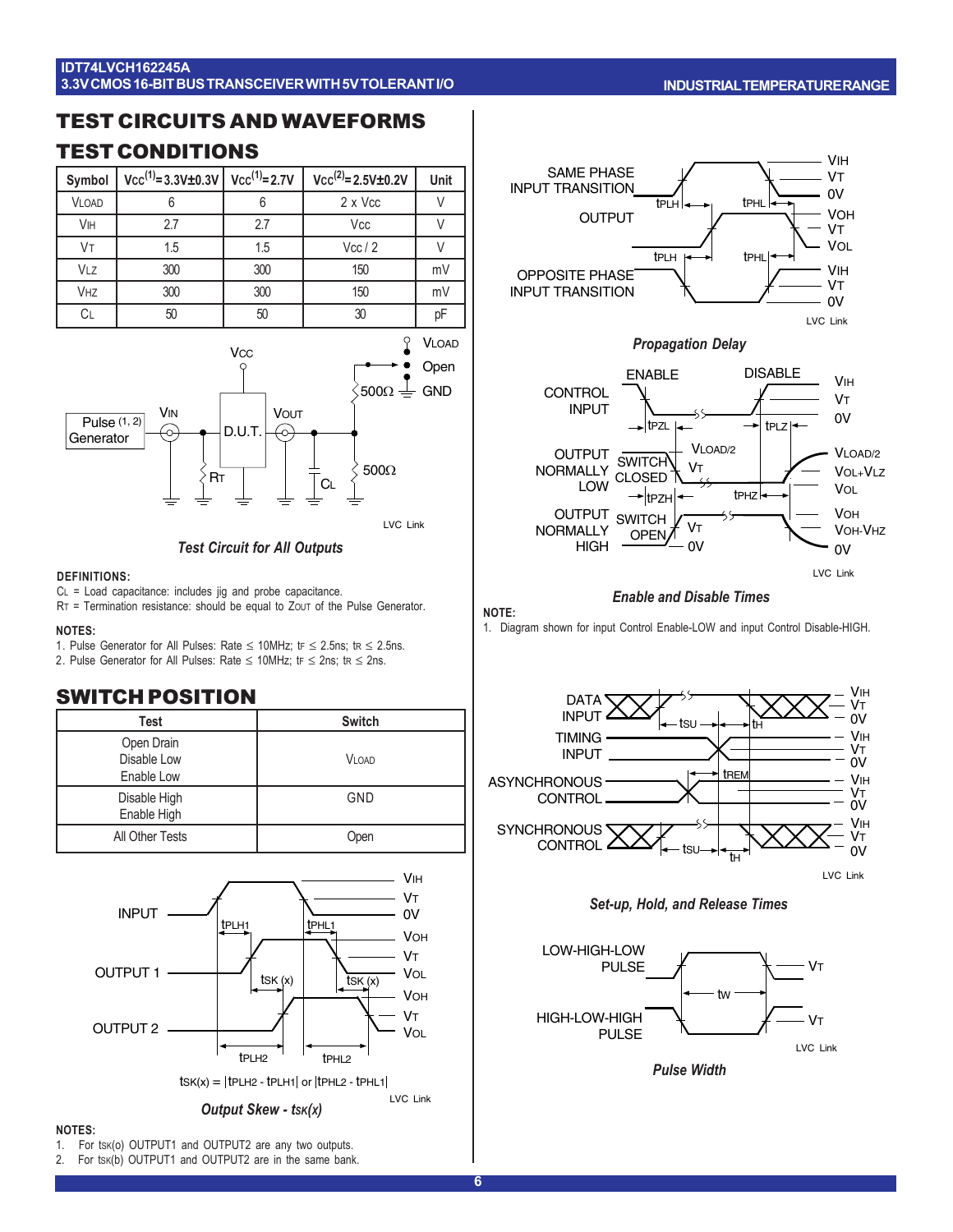## TEST CIRCUITS AND WAVEFORMS

### TEST CONDITIONS

| Symbol | Vcc[1]=3.3V±0.3V | Vcc[1]=2.7V | Vcc[2]=2.5V±0.2V | Unit |
|---|---|---|---|---|
| VLOAD | 6 | 6 | 2 x Vcc | V |
| VIH | 2.7 | 2.7 | Vcc | V |
| VT | 1.5 | 1.5 | Vcc / 2 | V |
| VLZ | 300 | 300 | 150 | mV |
| VHZ | 300 | 300 | 150 | mV |
| CL | 50 | 50 | 30 | pF |

*Test Circuit for All Outputs*

**DEFINITIONS:**

CL = Load capacitance: includes jig and probe capacitance.
RT = Termination resistance: should be equal to ZOUT of the Pulse Generator.

**NOTES:**

1. Pulse Generator for All Pulses: Rate ≤ 10MHz; tF ≤ 2.5ns; tR ≤ 2.5ns.
2. Pulse Generator for All Pulses: Rate ≤ 10MHz; tF ≤ 2ns; tR ≤ 2ns.

## SWITCH POSITION

| Test | Switch |
|---|---|
| Open Drain<br>Disable Low<br>Enable Low | VLOAD |
| Disable High<br>Enable High | GND |
| All Other Tests | Open |

tSK(x) = |tPLH2 - tPLH1| or |tPHL2 - tPHL1|

*Output Skew - tSK(x)*

**NOTES:**

1. For tSK(o) OUTPUT1 and OUTPUT2 are any two outputs.
2. For tSK(b) OUTPUT1 and OUTPUT2 are in the same bank.

*Propagation Delay*

*Enable and Disable Times*

**NOTE:**

1. Diagram shown for input Control Enable-LOW and input Control Disable-HIGH.

*Set-up, Hold, and Release Times*

*Pulse Width*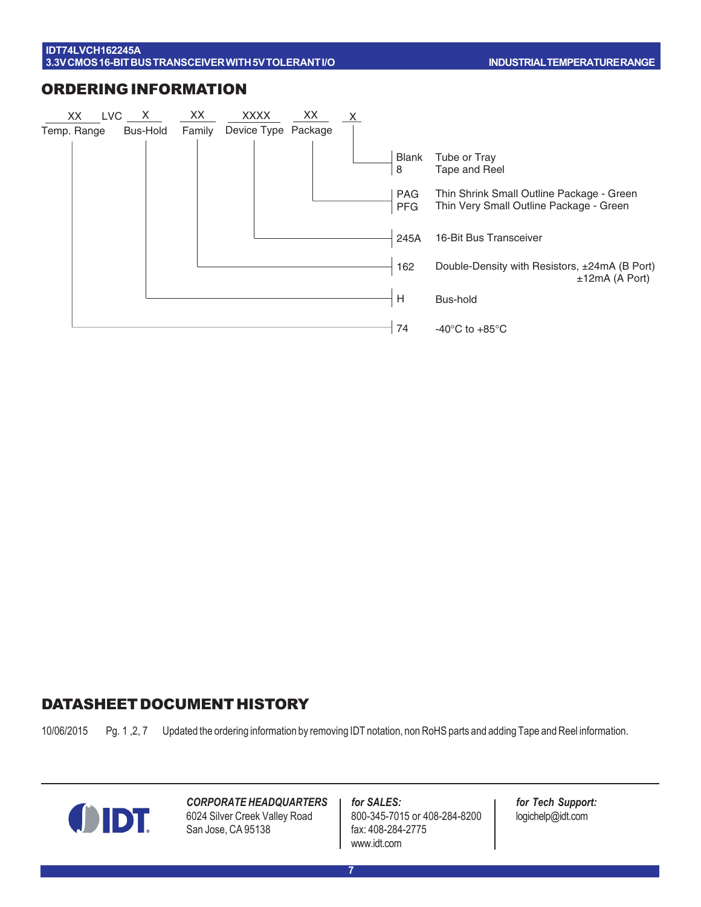## ORDERING INFORMATION

XX LVC X XX XXXX XX X

Temp. Range Bus-Hold Family Device Type Package

| | |
|---|---|
| Blank | Tube or Tray |
| 8 | Tape and Reel |
| PAG | Thin Shrink Small Outline Package - Green |
| PFG | Thin Very Small Outline Package - Green |
| 245A | 16-Bit Bus Transceiver |
| 162 | Double-Density with Resistors, ±24mA (B Port) ±12mA (A Port) |
| H | Bus-hold |
| 74 | -40°C to +85°C |

## DATASHEET DOCUMENT HISTORY

10/06/2015 Pg. 1 ,2, 7 Updated the ordering information by removing IDT notation, non RoHS parts and adding Tape and Reel information.

*CORPORATE HEADQUARTERS*
6024 Silver Creek Valley Road
San Jose, CA 95138

*for SALES:*
800-345-7015 or 408-284-8200
fax: 408-284-2775
www.idt.com

*for Tech Support:*
logichelp@idt.com